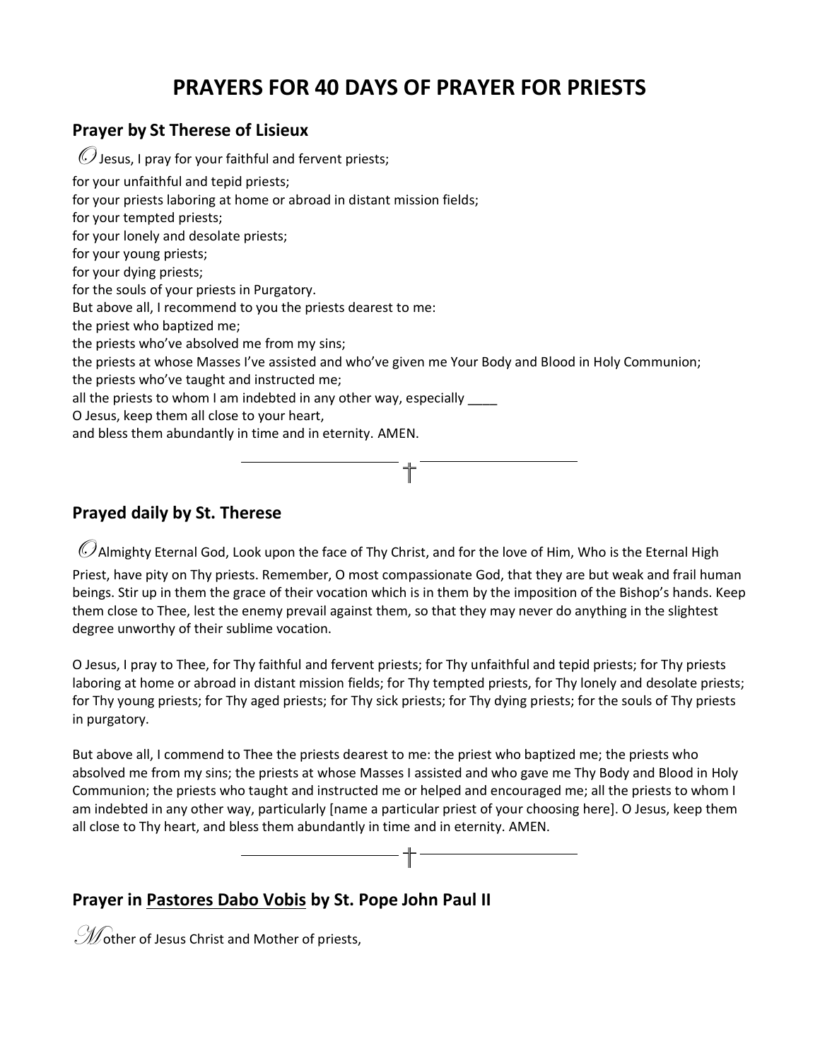# PRAYERS FOR 40 DAYS OF PRAYER FOR PRIESTS

## Prayer by St Therese of Lisieux

O Jesus, I pray for your faithful and fervent priests;
for your unfaithful and tepid priests;
for your priests laboring at home or abroad in distant mission fields;
for your tempted priests;
for your lonely and desolate priests;
for your young priests;
for your dying priests;
for the souls of your priests in Purgatory.
But above all, I recommend to you the priests dearest to me:
the priest who baptized me;
the priests who've absolved me from my sins;
the priests at whose Masses I've assisted and who've given me Your Body and Blood in Holy Communion;
the priests who've taught and instructed me;
all the priests to whom I am indebted in any other way, especially ____
O Jesus, keep them all close to your heart,
and bless them abundantly in time and in eternity. AMEN.

†

## Prayed daily by St. Therese

O Almighty Eternal God, Look upon the face of Thy Christ, and for the love of Him, Who is the Eternal High Priest, have pity on Thy priests. Remember, O most compassionate God, that they are but weak and frail human beings. Stir up in them the grace of their vocation which is in them by the imposition of the Bishop's hands. Keep them close to Thee, lest the enemy prevail against them, so that they may never do anything in the slightest degree unworthy of their sublime vocation.

O Jesus, I pray to Thee, for Thy faithful and fervent priests; for Thy unfaithful and tepid priests; for Thy priests laboring at home or abroad in distant mission fields; for Thy tempted priests, for Thy lonely and desolate priests; for Thy young priests; for Thy aged priests; for Thy sick priests; for Thy dying priests; for the souls of Thy priests in purgatory.

But above all, I commend to Thee the priests dearest to me: the priest who baptized me; the priests who absolved me from my sins; the priests at whose Masses I assisted and who gave me Thy Body and Blood in Holy Communion; the priests who taught and instructed me or helped and encouraged me; all the priests to whom I am indebted in any other way, particularly [name a particular priest of your choosing here]. O Jesus, keep them all close to Thy heart, and bless them abundantly in time and in eternity. AMEN.

†

## Prayer in Pastores Dabo Vobis by St. Pope John Paul II

Mother of Jesus Christ and Mother of priests,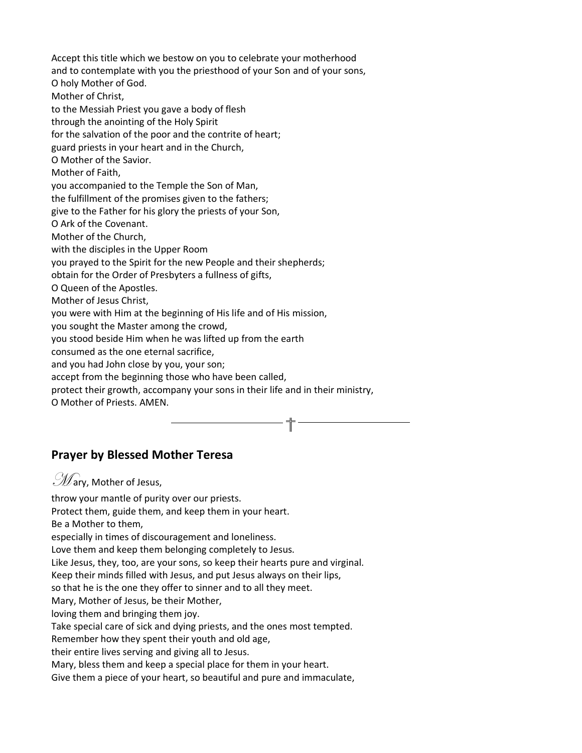Accept this title which we bestow on you to celebrate your motherhood
and to contemplate with you the priesthood of your Son and of your sons,
O holy Mother of God.
Mother of Christ,
to the Messiah Priest you gave a body of flesh
through the anointing of the Holy Spirit
for the salvation of the poor and the contrite of heart;
guard priests in your heart and in the Church,
O Mother of the Savior.
Mother of Faith,
you accompanied to the Temple the Son of Man,
the fulfillment of the promises given to the fathers;
give to the Father for his glory the priests of your Son,
O Ark of the Covenant.
Mother of the Church,
with the disciples in the Upper Room
you prayed to the Spirit for the new People and their shepherds;
obtain for the Order of Presbyters a fullness of gifts,
O Queen of the Apostles.
Mother of Jesus Christ,
you were with Him at the beginning of His life and of His mission,
you sought the Master among the crowd,
you stood beside Him when he was lifted up from the earth
consumed as the one eternal sacrifice,
and you had John close by you, your son;
accept from the beginning those who have been called,
protect their growth, accompany your sons in their life and in their ministry,
O Mother of Priests. AMEN.

†

## Prayer by Blessed Mother Teresa

Mary, Mother of Jesus,
throw your mantle of purity over our priests.
Protect them, guide them, and keep them in your heart.
Be a Mother to them,
especially in times of discouragement and loneliness.
Love them and keep them belonging completely to Jesus.
Like Jesus, they, too, are your sons, so keep their hearts pure and virginal.
Keep their minds filled with Jesus, and put Jesus always on their lips,
so that he is the one they offer to sinner and to all they meet.
Mary, Mother of Jesus, be their Mother,
loving them and bringing them joy.
Take special care of sick and dying priests, and the ones most tempted.
Remember how they spent their youth and old age,
their entire lives serving and giving all to Jesus.
Mary, bless them and keep a special place for them in your heart.
Give them a piece of your heart, so beautiful and pure and immaculate,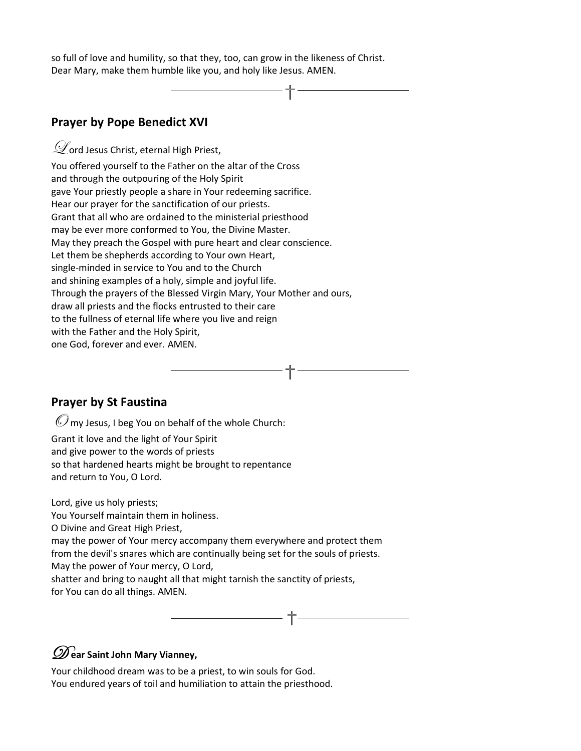so full of love and humility, so that they, too, can grow in the likeness of Christ.
Dear Mary, make them humble like you, and holy like Jesus. AMEN.

†

## Prayer by Pope Benedict XVI

Lord Jesus Christ, eternal High Priest,

You offered yourself to the Father on the altar of the Cross
and through the outpouring of the Holy Spirit
gave Your priestly people a share in Your redeeming sacrifice.
Hear our prayer for the sanctification of our priests.
Grant that all who are ordained to the ministerial priesthood
may be ever more conformed to You, the Divine Master.
May they preach the Gospel with pure heart and clear conscience.
Let them be shepherds according to Your own Heart,
single-minded in service to You and to the Church
and shining examples of a holy, simple and joyful life.
Through the prayers of the Blessed Virgin Mary, Your Mother and ours,
draw all priests and the flocks entrusted to their care
to the fullness of eternal life where you live and reign
with the Father and the Holy Spirit,
one God, forever and ever. AMEN.

†

## Prayer by St Faustina

O my Jesus, I beg You on behalf of the whole Church:

Grant it love and the light of Your Spirit
and give power to the words of priests
so that hardened hearts might be brought to repentance
and return to You, O Lord.

Lord, give us holy priests;
You Yourself maintain them in holiness.
O Divine and Great High Priest,
may the power of Your mercy accompany them everywhere and protect them
from the devil's snares which are continually being set for the souls of priests.
May the power of Your mercy, O Lord,
shatter and bring to naught all that might tarnish the sanctity of priests,
for You can do all things. AMEN.

†

**Dear Saint John Mary Vianney,**

Your childhood dream was to be a priest, to win souls for God.
You endured years of toil and humiliation to attain the priesthood.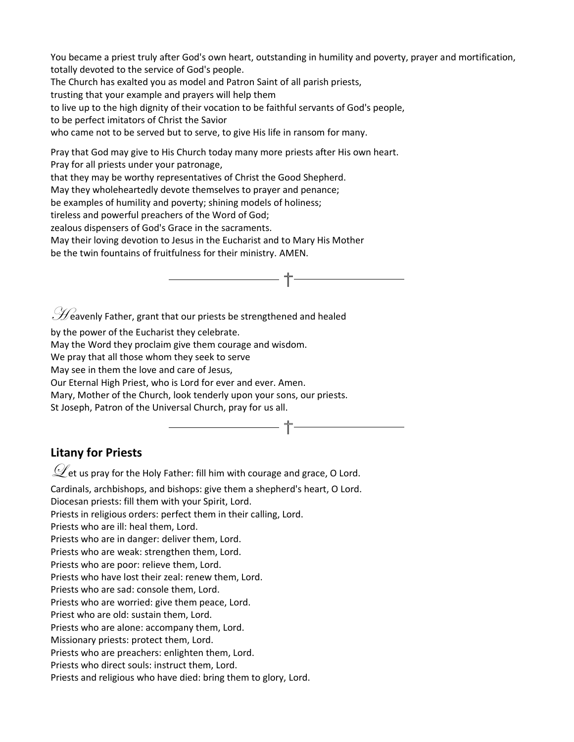You became a priest truly after God's own heart, outstanding in humility and poverty, prayer and mortification, totally devoted to the service of God's people.
The Church has exalted you as model and Patron Saint of all parish priests,
trusting that your example and prayers will help them
to live up to the high dignity of their vocation to be faithful servants of God's people,
to be perfect imitators of Christ the Savior
who came not to be served but to serve, to give His life in ransom for many.

Pray that God may give to His Church today many more priests after His own heart.
Pray for all priests under your patronage,
that they may be worthy representatives of Christ the Good Shepherd.
May they wholeheartedly devote themselves to prayer and penance;
be examples of humility and poverty; shining models of holiness;
tireless and powerful preachers of the Word of God;
zealous dispensers of God's Grace in the sacraments.
May their loving devotion to Jesus in the Eucharist and to Mary His Mother
be the twin fountains of fruitfulness for their ministry. AMEN.

†

Heavenly Father, grant that our priests be strengthened and healed
by the power of the Eucharist they celebrate.
May the Word they proclaim give them courage and wisdom.
We pray that all those whom they seek to serve
May see in them the love and care of Jesus,
Our Eternal High Priest, who is Lord for ever and ever. Amen.
Mary, Mother of the Church, look tenderly upon your sons, our priests.
St Joseph, Patron of the Universal Church, pray for us all.

†

## Litany for Priests

Let us pray for the Holy Father: fill him with courage and grace, O Lord.
Cardinals, archbishops, and bishops: give them a shepherd's heart, O Lord.
Diocesan priests: fill them with your Spirit, Lord.
Priests in religious orders: perfect them in their calling, Lord.
Priests who are ill: heal them, Lord.
Priests who are in danger: deliver them, Lord.
Priests who are weak: strengthen them, Lord.
Priests who are poor: relieve them, Lord.
Priests who have lost their zeal: renew them, Lord.
Priests who are sad: console them, Lord.
Priests who are worried: give them peace, Lord.
Priest who are old: sustain them, Lord.
Priests who are alone: accompany them, Lord.
Missionary priests: protect them, Lord.
Priests who are preachers: enlighten them, Lord.
Priests who direct souls: instruct them, Lord.
Priests and religious who have died: bring them to glory, Lord.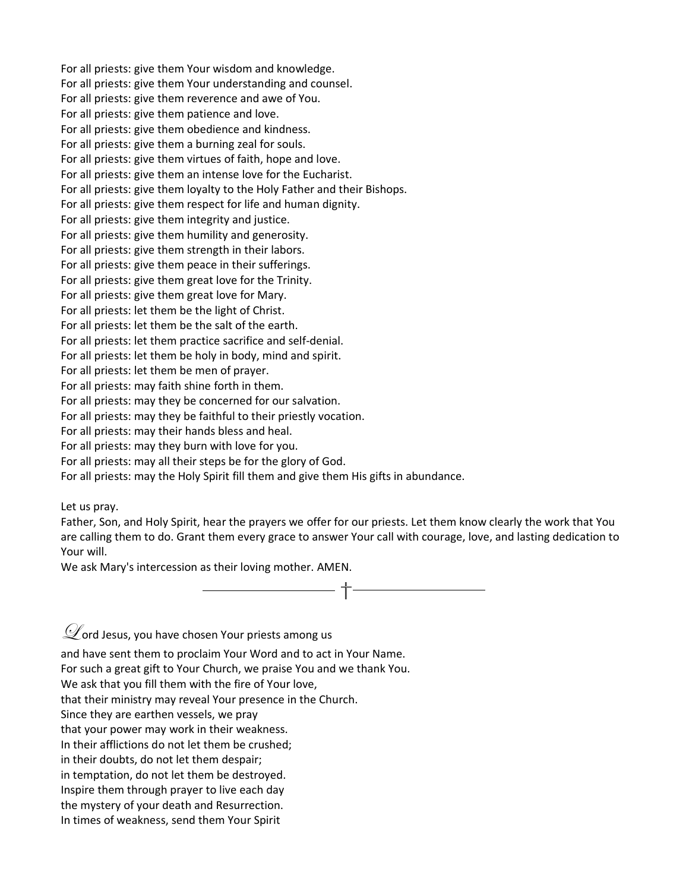For all priests: give them Your wisdom and knowledge.
For all priests: give them Your understanding and counsel.
For all priests: give them reverence and awe of You.
For all priests: give them patience and love.
For all priests: give them obedience and kindness.
For all priests: give them a burning zeal for souls.
For all priests: give them virtues of faith, hope and love.
For all priests: give them an intense love for the Eucharist.
For all priests: give them loyalty to the Holy Father and their Bishops.
For all priests: give them respect for life and human dignity.
For all priests: give them integrity and justice.
For all priests: give them humility and generosity.
For all priests: give them strength in their labors.
For all priests: give them peace in their sufferings.
For all priests: give them great love for the Trinity.
For all priests: give them great love for Mary.
For all priests: let them be the light of Christ.
For all priests: let them be the salt of the earth.
For all priests: let them practice sacrifice and self-denial.
For all priests: let them be holy in body, mind and spirit.
For all priests: let them be men of prayer.
For all priests: may faith shine forth in them.
For all priests: may they be concerned for our salvation.
For all priests: may they be faithful to their priestly vocation.
For all priests: may their hands bless and heal.
For all priests: may they burn with love for you.
For all priests: may all their steps be for the glory of God.
For all priests: may the Holy Spirit fill them and give them His gifts in abundance.

Let us pray.
Father, Son, and Holy Spirit, hear the prayers we offer for our priests. Let them know clearly the work that You are calling them to do. Grant them every grace to answer Your call with courage, love, and lasting dedication to Your will.
We ask Mary's intercession as their loving mother. AMEN.

†

Lord Jesus, you have chosen Your priests among us
and have sent them to proclaim Your Word and to act in Your Name.
For such a great gift to Your Church, we praise You and we thank You.
We ask that you fill them with the fire of Your love,
that their ministry may reveal Your presence in the Church.
Since they are earthen vessels, we pray
that your power may work in their weakness.
In their afflictions do not let them be crushed;
in their doubts, do not let them despair;
in temptation, do not let them be destroyed.
Inspire them through prayer to live each day
the mystery of your death and Resurrection.
In times of weakness, send them Your Spirit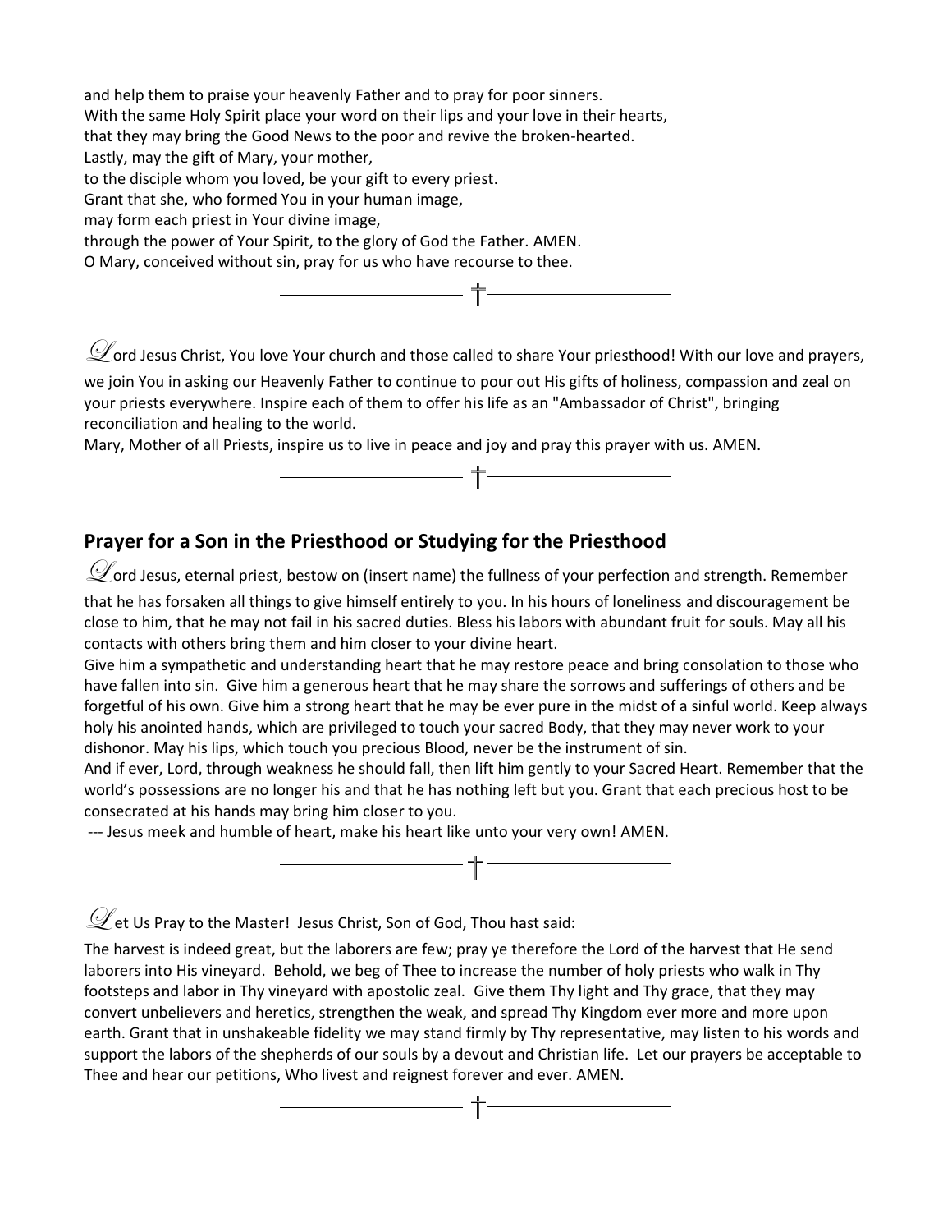and help them to praise your heavenly Father and to pray for poor sinners.
With the same Holy Spirit place your word on their lips and your love in their hearts,
that they may bring the Good News to the poor and revive the broken-hearted.
Lastly, may the gift of Mary, your mother,
to the disciple whom you loved, be your gift to every priest.
Grant that she, who formed You in your human image,
may form each priest in Your divine image,
through the power of Your Spirit, to the glory of God the Father. AMEN.
O Mary, conceived without sin, pray for us who have recourse to thee.

†

Lord Jesus Christ, You love Your church and those called to share Your priesthood! With our love and prayers, we join You in asking our Heavenly Father to continue to pour out His gifts of holiness, compassion and zeal on your priests everywhere. Inspire each of them to offer his life as an "Ambassador of Christ", bringing reconciliation and healing to the world.
Mary, Mother of all Priests, inspire us to live in peace and joy and pray this prayer with us. AMEN.

†

## Prayer for a Son in the Priesthood or Studying for the Priesthood

Lord Jesus, eternal priest, bestow on (insert name) the fullness of your perfection and strength. Remember that he has forsaken all things to give himself entirely to you. In his hours of loneliness and discouragement be close to him, that he may not fail in his sacred duties. Bless his labors with abundant fruit for souls. May all his contacts with others bring them and him closer to your divine heart.
Give him a sympathetic and understanding heart that he may restore peace and bring consolation to those who have fallen into sin. Give him a generous heart that he may share the sorrows and sufferings of others and be forgetful of his own. Give him a strong heart that he may be ever pure in the midst of a sinful world. Keep always holy his anointed hands, which are privileged to touch your sacred Body, that they may never work to your dishonor. May his lips, which touch you precious Blood, never be the instrument of sin.
And if ever, Lord, through weakness he should fall, then lift him gently to your Sacred Heart. Remember that the world's possessions are no longer his and that he has nothing left but you. Grant that each precious host to be consecrated at his hands may bring him closer to you.
--- Jesus meek and humble of heart, make his heart like unto your very own! AMEN.

†

Let Us Pray to the Master! Jesus Christ, Son of God, Thou hast said:

The harvest is indeed great, but the laborers are few; pray ye therefore the Lord of the harvest that He send laborers into His vineyard. Behold, we beg of Thee to increase the number of holy priests who walk in Thy footsteps and labor in Thy vineyard with apostolic zeal. Give them Thy light and Thy grace, that they may convert unbelievers and heretics, strengthen the weak, and spread Thy Kingdom ever more and more upon earth. Grant that in unshakeable fidelity we may stand firmly by Thy representative, may listen to his words and support the labors of the shepherds of our souls by a devout and Christian life. Let our prayers be acceptable to Thee and hear our petitions, Who livest and reignest forever and ever. AMEN.

†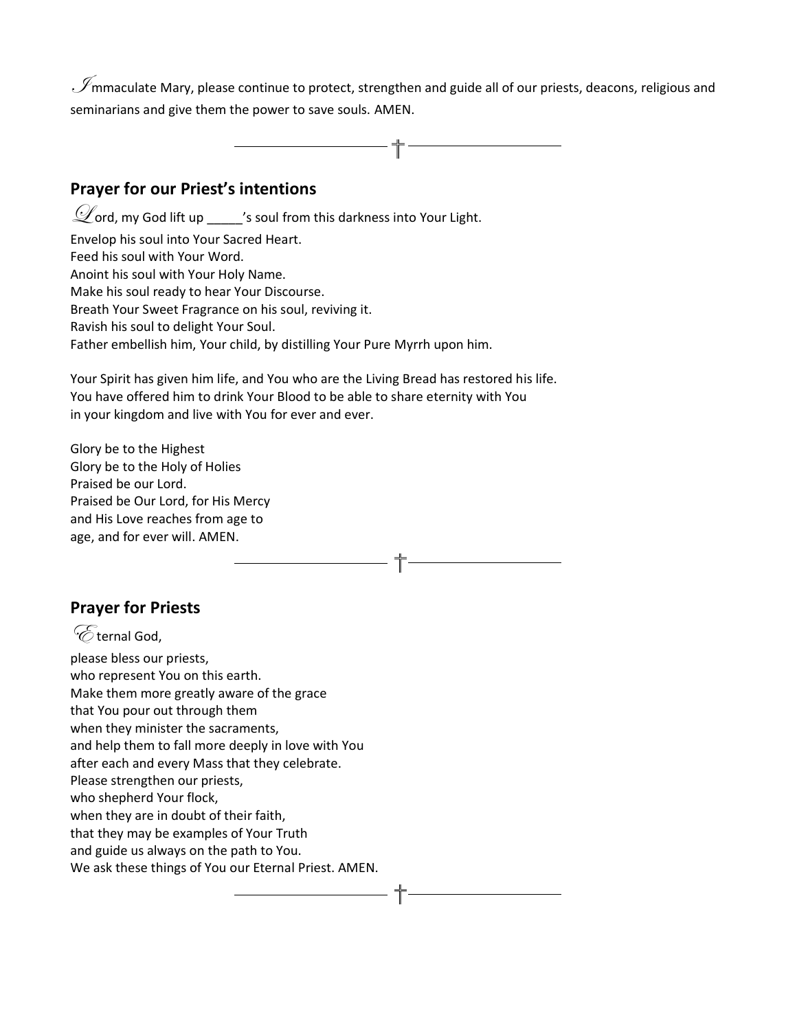Immaculate Mary, please continue to protect, strengthen and guide all of our priests, deacons, religious and seminarians and give them the power to save souls. AMEN.

†

## Prayer for our Priest's intentions

Lord, my God lift up _____'s soul from this darkness into Your Light.
Envelop his soul into Your Sacred Heart.
Feed his soul with Your Word.
Anoint his soul with Your Holy Name.
Make his soul ready to hear Your Discourse.
Breath Your Sweet Fragrance on his soul, reviving it.
Ravish his soul to delight Your Soul.
Father embellish him, Your child, by distilling Your Pure Myrrh upon him.

Your Spirit has given him life, and You who are the Living Bread has restored his life.
You have offered him to drink Your Blood to be able to share eternity with You
in your kingdom and live with You for ever and ever.

Glory be to the Highest
Glory be to the Holy of Holies
Praised be our Lord.
Praised be Our Lord, for His Mercy
and His Love reaches from age to
age, and for ever will. AMEN.

†

## Prayer for Priests

Eternal God,
please bless our priests,
who represent You on this earth.
Make them more greatly aware of the grace
that You pour out through them
when they minister the sacraments,
and help them to fall more deeply in love with You
after each and every Mass that they celebrate.
Please strengthen our priests,
who shepherd Your flock,
when they are in doubt of their faith,
that they may be examples of Your Truth
and guide us always on the path to You.
We ask these things of You our Eternal Priest. AMEN.

†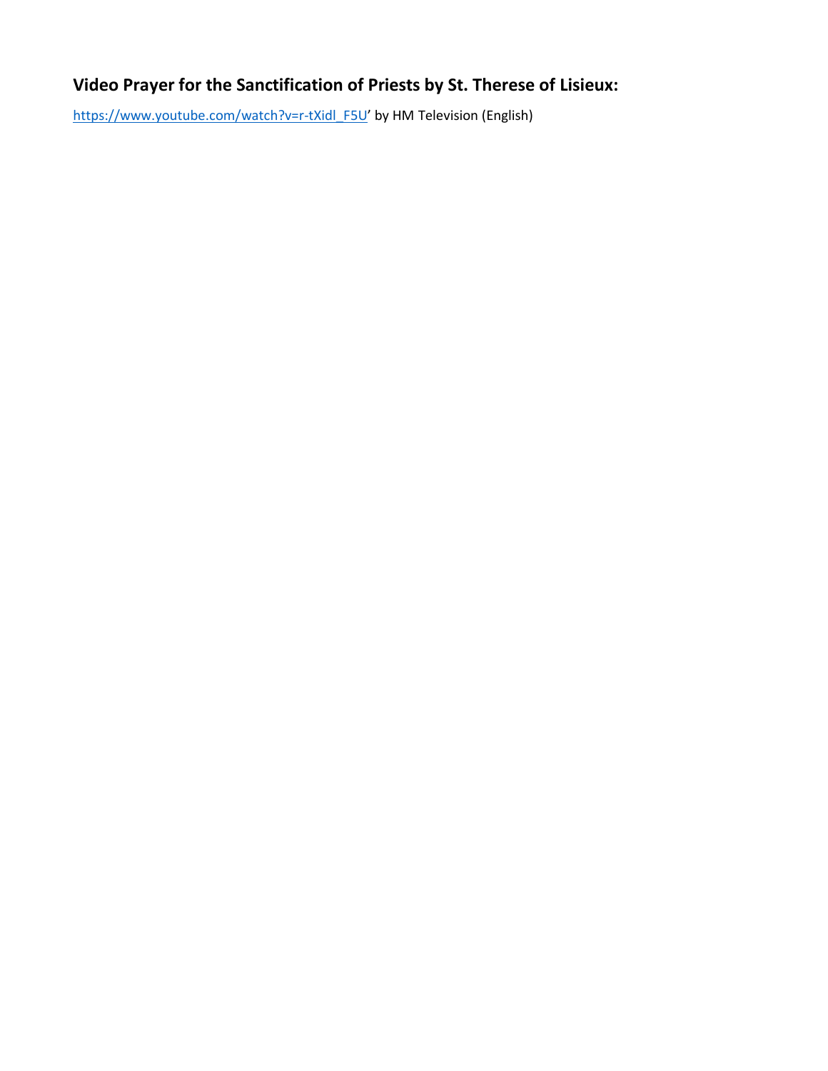**Video Prayer for the Sanctification of Priests by St. Therese of Lisieux:**

https://www.youtube.com/watch?v=r-tXidl_F5U' by HM Television (English)